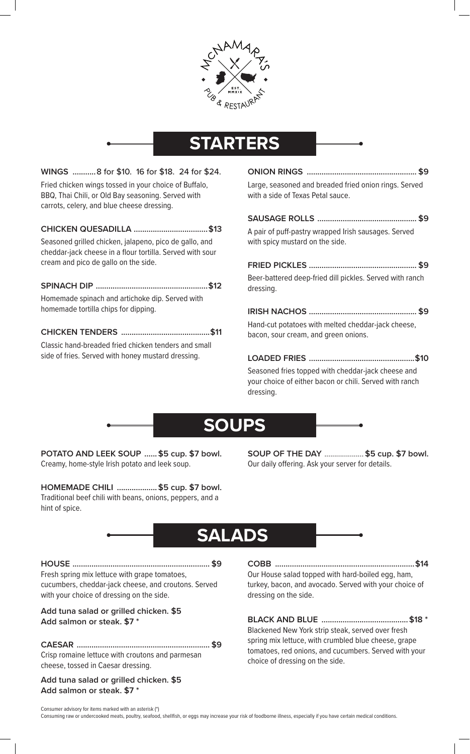# STARTERS

**WINGS** ........... 8 for $10. 16 for $18. 24 for $24.

Fried chicken wings tossed in your choice of Buffalo, BBQ, Thai Chili, or Old Bay seasoning. Served with carrots, celery, and blue cheese dressing.

**CHICKEN QUESADILLA** .................................. **$13**

Seasoned grilled chicken, jalapeno, pico de gallo, and cheddar-jack cheese in a flour tortilla. Served with sour cream and pico de gallo on the side.

**SPINACH DIP** .................................................... **$12**

Homemade spinach and artichoke dip. Served with homemade tortilla chips for dipping.

**CHICKEN TENDERS** .......................................... **$11**

Classic hand-breaded fried chicken tenders and small side of fries. Served with honey mustard dressing.

**ONION RINGS** .................................................... **$9**

Large, seasoned and breaded fried onion rings. Served with a side of Texas Petal sauce.

**SAUSAGE ROLLS** .............................................. **$9**

A pair of puff-pastry wrapped Irish sausages. Served with spicy mustard on the side.

**FRIED PICKLES** .................................................. **$9**

Beer-battered deep-fried dill pickles. Served with ranch dressing.

**IRISH NACHOS** .................................................. **$9**

Hand-cut potatoes with melted cheddar-jack cheese, bacon, sour cream, and green onions.

**LOADED FRIES** ................................................. **$10**

Seasoned fries topped with cheddar-jack cheese and your choice of either bacon or chili. Served with ranch dressing.

# SOUPS

**POTATO AND LEEK SOUP** ...... **$5 cup. $7 bowl.**
Creamy, home-style Irish potato and leek soup.

**HOMEMADE CHILI** ................... **$5 cup. $7 bowl.**
Traditional beef chili with beans, onions, peppers, and a hint of spice.

**SOUP OF THE DAY** .................... **$5 cup. $7 bowl.**
Our daily offering. Ask your server for details.

# SALADS

**HOUSE** ................................................................ **$9**
Fresh spring mix lettuce with grape tomatoes, cucumbers, cheddar-jack cheese, and croutons. Served with your choice of dressing on the side.

**Add tuna salad or grilled chicken. $5**
**Add salmon or steak. $7 ***

**CAESAR** .............................................................. **$9**
Crisp romaine lettuce with croutons and parmesan cheese, tossed in Caesar dressing.

**Add tuna salad or grilled chicken. $5**
**Add salmon or steak. $7 ***

**COBB** ................................................................ **$14**
Our House salad topped with hard-boiled egg, ham, turkey, bacon, and avocado. Served with your choice of dressing on the side.

**BLACK AND BLUE** ......................................... **$18 ***
Blackened New York strip steak, served over fresh spring mix lettuce, with crumbled blue cheese, grape tomatoes, red onions, and cucumbers. Served with your choice of dressing on the side.

Consumer advisory for items marked with an asterisk (*)
Consuming raw or undercooked meats, poultry, seafood, shellfish, or eggs may increase your risk of foodborne illness, especially if you have certain medical conditions.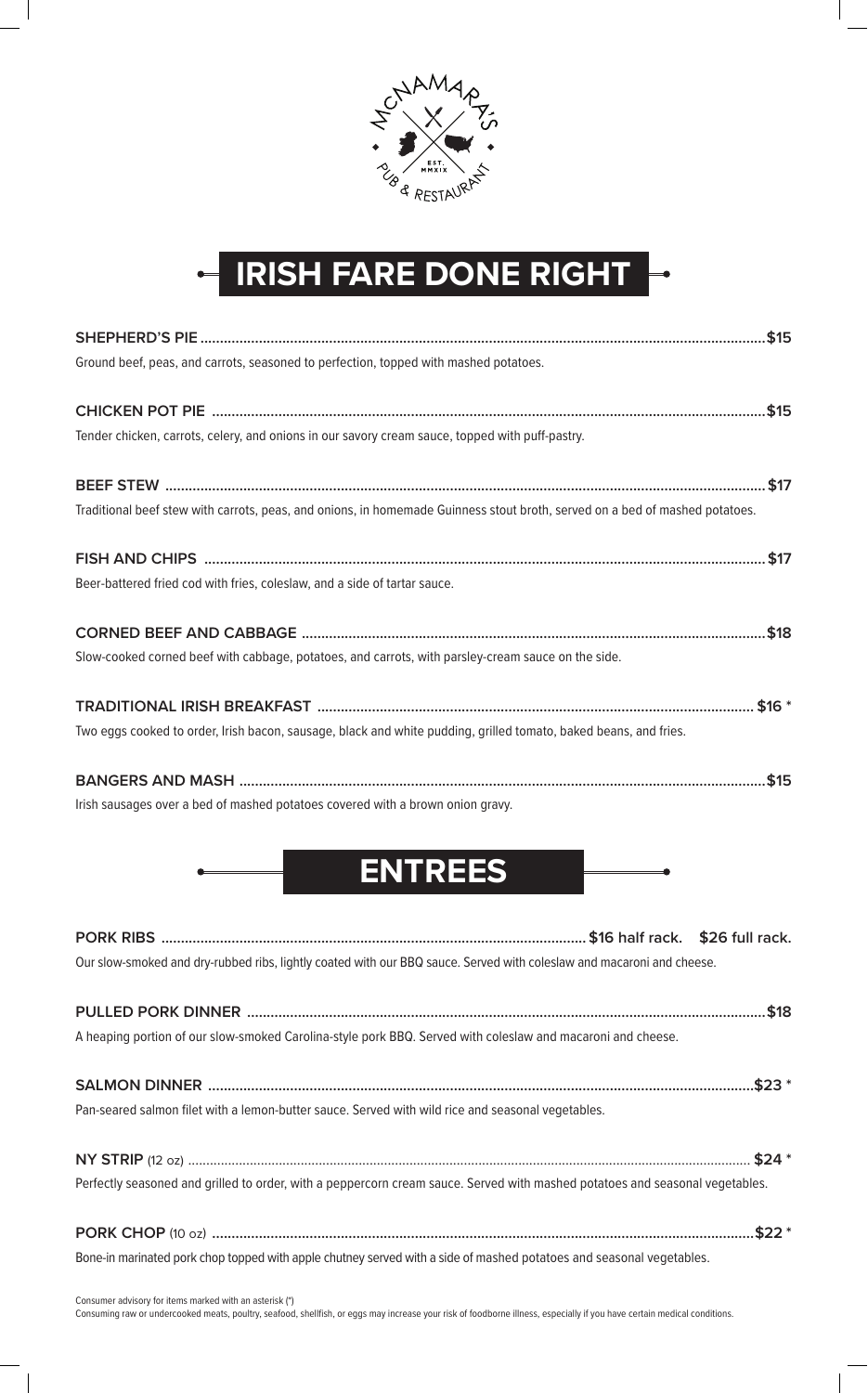McNAMARA'S PUB & RESTAURANT
EST. MMXIX

# IRISH FARE DONE RIGHT

**SHEPHERD'S PIE** .......... **$15**

Ground beef, peas, and carrots, seasoned to perfection, topped with mashed potatoes.

**CHICKEN POT PIE** .......... **$15**

Tender chicken, carrots, celery, and onions in our savory cream sauce, topped with puff-pastry.

**BEEF STEW** .......... **$17**

Traditional beef stew with carrots, peas, and onions, in homemade Guinness stout broth, served on a bed of mashed potatoes.

**FISH AND CHIPS** .......... **$17**

Beer-battered fried cod with fries, coleslaw, and a side of tartar sauce.

**CORNED BEEF AND CABBAGE** .......... **$18**

Slow-cooked corned beef with cabbage, potatoes, and carrots, with parsley-cream sauce on the side.

**TRADITIONAL IRISH BREAKFAST** .......... **$16** *

Two eggs cooked to order, Irish bacon, sausage, black and white pudding, grilled tomato, baked beans, and fries.

**BANGERS AND MASH** .......... **$15**

Irish sausages over a bed of mashed potatoes covered with a brown onion gravy.

# ENTREES

**PORK RIBS** .......... **$16 half rack. $26 full rack.**

Our slow-smoked and dry-rubbed ribs, lightly coated with our BBQ sauce. Served with coleslaw and macaroni and cheese.

**PULLED PORK DINNER** .......... **$18**

A heaping portion of our slow-smoked Carolina-style pork BBQ. Served with coleslaw and macaroni and cheese.

**SALMON DINNER** .......... **$23** *

Pan-seared salmon filet with a lemon-butter sauce. Served with wild rice and seasonal vegetables.

**NY STRIP** (12 oz) .......... **$24** *

Perfectly seasoned and grilled to order, with a peppercorn cream sauce. Served with mashed potatoes and seasonal vegetables.

**PORK CHOP** (10 oz) .......... **$22** *

Bone-in marinated pork chop topped with apple chutney served with a side of mashed potatoes and seasonal vegetables.

Consumer advisory for items marked with an asterisk (*)
Consuming raw or undercooked meats, poultry, seafood, shellfish, or eggs may increase your risk of foodborne illness, especially if you have certain medical conditions.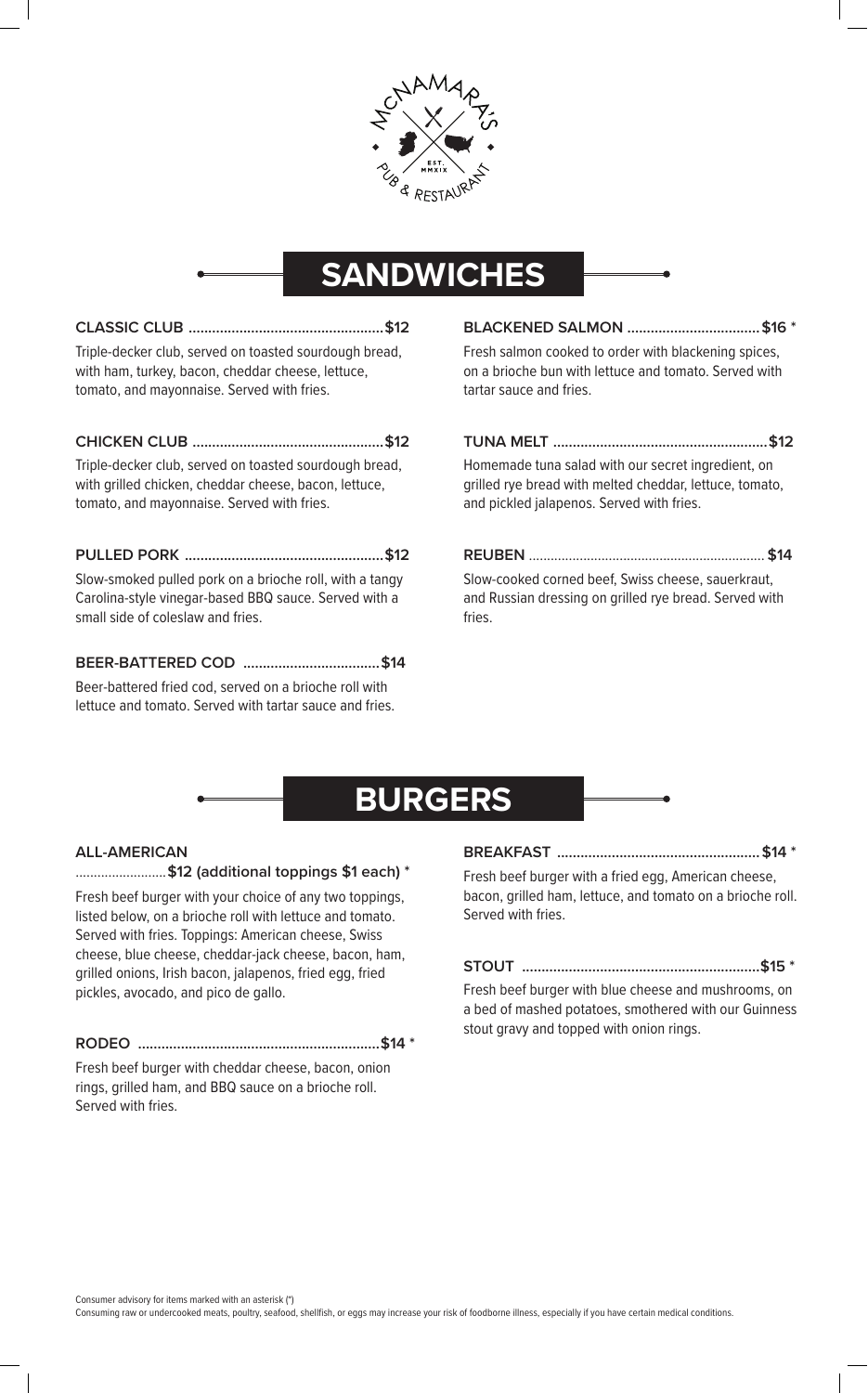McNAMARA'S PUB & RESTAURANT EST. MMXIX

# SANDWICHES

**CLASSIC CLUB .................................................. $12**

Triple-decker club, served on toasted sourdough bread, with ham, turkey, bacon, cheddar cheese, lettuce, tomato, and mayonnaise. Served with fries.

**CHICKEN CLUB ................................................ $12**

Triple-decker club, served on toasted sourdough bread, with grilled chicken, cheddar cheese, bacon, lettuce, tomato, and mayonnaise. Served with fries.

**PULLED PORK .................................................. $12**

Slow-smoked pulled pork on a brioche roll, with a tangy Carolina-style vinegar-based BBQ sauce. Served with a small side of coleslaw and fries.

**BEER-BATTERED COD .................................. $14**

Beer-battered fried cod, served on a brioche roll with lettuce and tomato. Served with tartar sauce and fries.

**BLACKENED SALMON ................................. $16 ***

Fresh salmon cooked to order with blackening spices, on a brioche bun with lettuce and tomato. Served with tartar sauce and fries.

**TUNA MELT ...................................................... $12**

Homemade tuna salad with our secret ingredient, on grilled rye bread with melted cheddar, lettuce, tomato, and pickled jalapenos. Served with fries.

**REUBEN ................................................................. $14**

Slow-cooked corned beef, Swiss cheese, sauerkraut, and Russian dressing on grilled rye bread. Served with fries.

# BURGERS

**ALL-AMERICAN**
**......................... $12 (additional toppings $1 each) ***

Fresh beef burger with your choice of any two toppings, listed below, on a brioche roll with lettuce and tomato. Served with fries. Toppings: American cheese, Swiss cheese, blue cheese, cheddar-jack cheese, bacon, ham, grilled onions, Irish bacon, jalapenos, fried egg, fried pickles, avocado, and pico de gallo.

**RODEO ............................................................. $14 ***

Fresh beef burger with cheddar cheese, bacon, onion rings, grilled ham, and BBQ sauce on a brioche roll. Served with fries.

**BREAKFAST .................................................... $14 ***

Fresh beef burger with a fried egg, American cheese, bacon, grilled ham, lettuce, and tomato on a brioche roll. Served with fries.

**STOUT ............................................................. $15 ***

Fresh beef burger with blue cheese and mushrooms, on a bed of mashed potatoes, smothered with our Guinness stout gravy and topped with onion rings.

Consumer advisory for items marked with an asterisk (*)
Consuming raw or undercooked meats, poultry, seafood, shellfish, or eggs may increase your risk of foodborne illness, especially if you have certain medical conditions.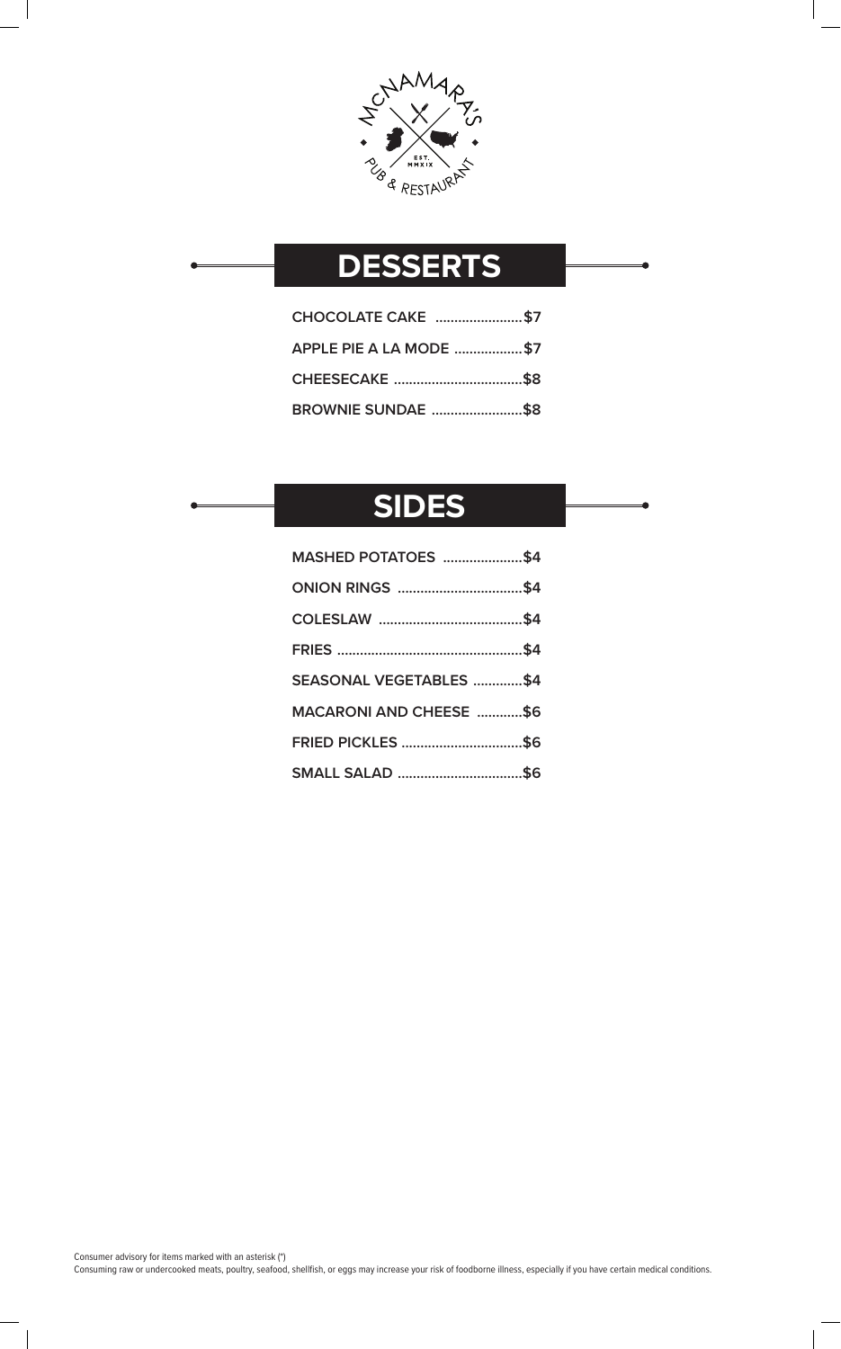McNAMARA'S PUB & RESTAURANT
EST. MMXIX

## DESSERTS

- CHOCOLATE CAKE ........................ $7
- APPLE PIE A LA MODE .................. $7
- CHEESECAKE .................................. $8
- BROWNIE SUNDAE ........................ $8

## SIDES

- MASHED POTATOES ..................... $4
- ONION RINGS ................................. $4
- COLESLAW ...................................... $4
- FRIES ................................................ $4
- SEASONAL VEGETABLES ............. $4
- MACARONI AND CHEESE ............ $6
- FRIED PICKLES ................................ $6
- SMALL SALAD ................................. $6

Consumer advisory for items marked with an asterisk (*)
Consuming raw or undercooked meats, poultry, seafood, shellfish, or eggs may increase your risk of foodborne illness, especially if you have certain medical conditions.